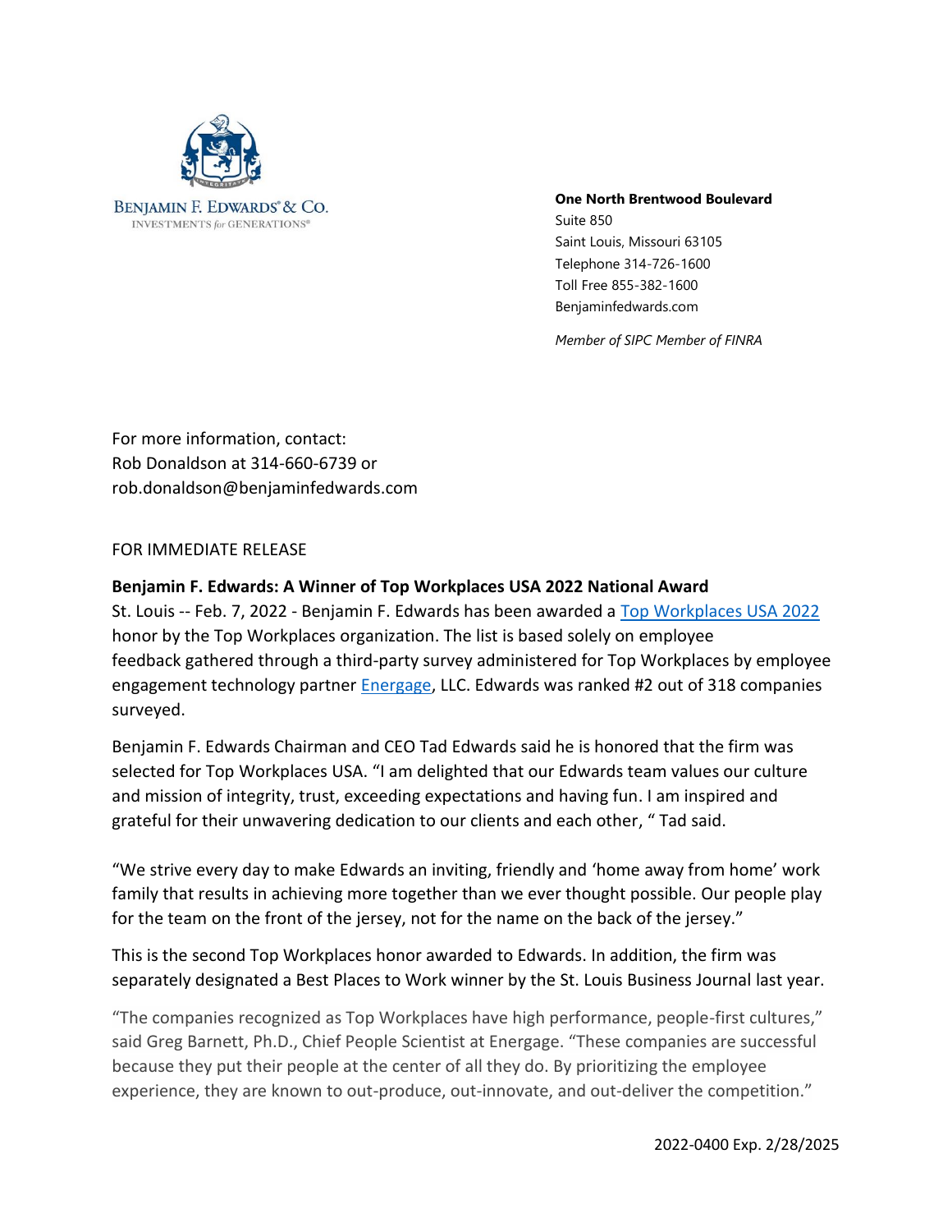BENJAMIN F. EDWARDS® & CO.
INVESTMENTS *for* GENERATIONS®

**One North Brentwood Boulevard**
Suite 850
Saint Louis, Missouri 63105
Telephone 314-726-1600
Toll Free 855-382-1600
Benjaminfedwards.com

*Member of SIPC Member of FINRA*

For more information, contact:
Rob Donaldson at 314-660-6739 or
rob.donaldson@benjaminfedwards.com

FOR IMMEDIATE RELEASE

**Benjamin F. Edwards: A Winner of Top Workplaces USA 2022 National Award**

St. Louis -- Feb. 7, 2022 - Benjamin F. Edwards has been awarded a Top Workplaces USA 2022 honor by the Top Workplaces organization. The list is based solely on employee feedback gathered through a third-party survey administered for Top Workplaces by employee engagement technology partner Energage, LLC. Edwards was ranked #2 out of 318 companies surveyed.

Benjamin F. Edwards Chairman and CEO Tad Edwards said he is honored that the firm was selected for Top Workplaces USA. "I am delighted that our Edwards team values our culture and mission of integrity, trust, exceeding expectations and having fun. I am inspired and grateful for their unwavering dedication to our clients and each other, " Tad said.

"We strive every day to make Edwards an inviting, friendly and 'home away from home' work family that results in achieving more together than we ever thought possible. Our people play for the team on the front of the jersey, not for the name on the back of the jersey."

This is the second Top Workplaces honor awarded to Edwards. In addition, the firm was separately designated a Best Places to Work winner by the St. Louis Business Journal last year.

"The companies recognized as Top Workplaces have high performance, people-first cultures," said Greg Barnett, Ph.D., Chief People Scientist at Energage. "These companies are successful because they put their people at the center of all they do. By prioritizing the employee experience, they are known to out-produce, out-innovate, and out-deliver the competition."

2022-0400 Exp. 2/28/2025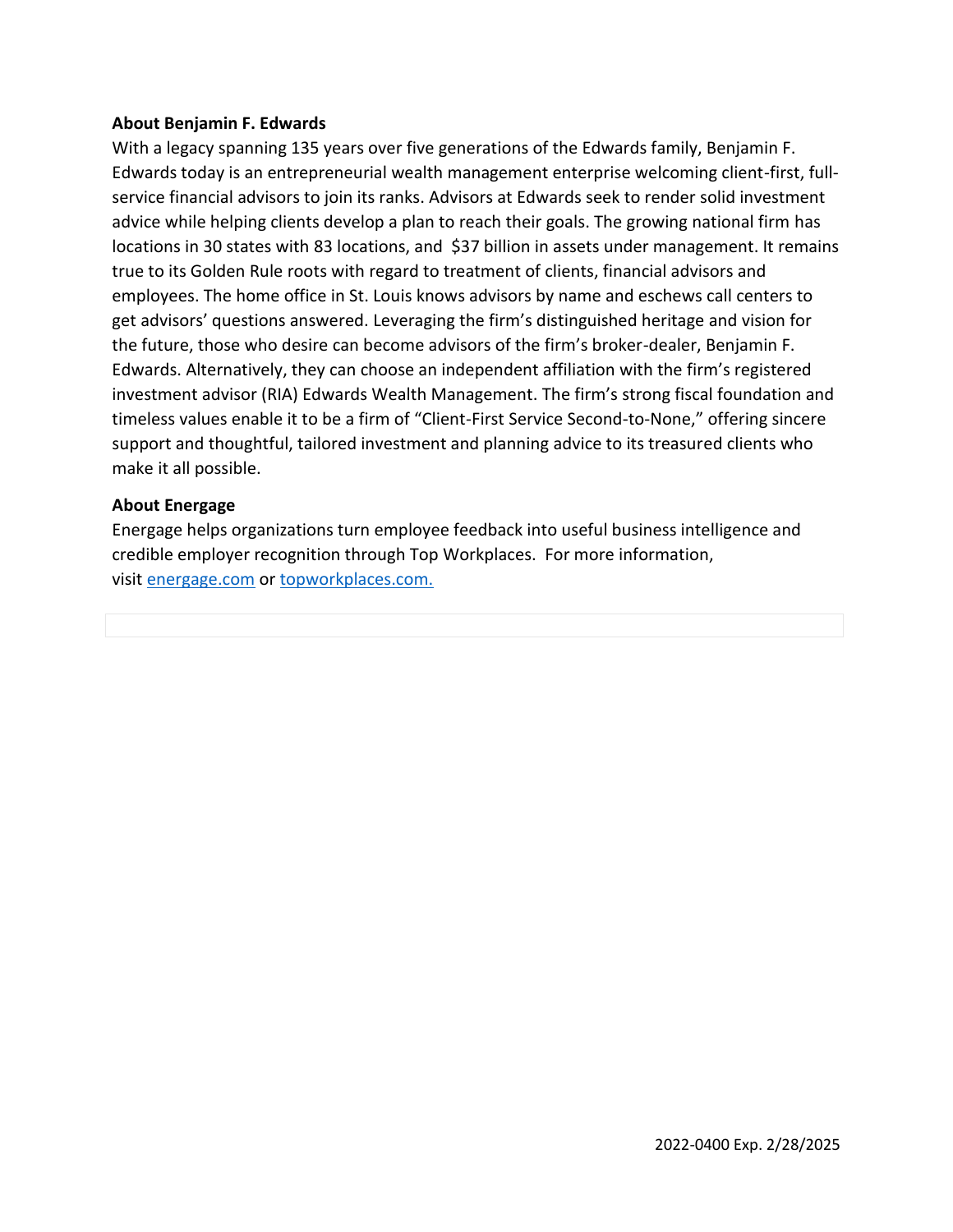**About Benjamin F. Edwards**

With a legacy spanning 135 years over five generations of the Edwards family, Benjamin F. Edwards today is an entrepreneurial wealth management enterprise welcoming client-first, full-service financial advisors to join its ranks. Advisors at Edwards seek to render solid investment advice while helping clients develop a plan to reach their goals. The growing national firm has locations in 30 states with 83 locations, and $37 billion in assets under management. It remains true to its Golden Rule roots with regard to treatment of clients, financial advisors and employees. The home office in St. Louis knows advisors by name and eschews call centers to get advisors' questions answered. Leveraging the firm's distinguished heritage and vision for the future, those who desire can become advisors of the firm's broker-dealer, Benjamin F. Edwards. Alternatively, they can choose an independent affiliation with the firm's registered investment advisor (RIA) Edwards Wealth Management. The firm's strong fiscal foundation and timeless values enable it to be a firm of "Client-First Service Second-to-None," offering sincere support and thoughtful, tailored investment and planning advice to its treasured clients who make it all possible.

**About Energage**

Energage helps organizations turn employee feedback into useful business intelligence and credible employer recognition through Top Workplaces. For more information, visit [energage.com](energage.com) or [topworkplaces.com.](topworkplaces.com)

2022-0400 Exp. 2/28/2025